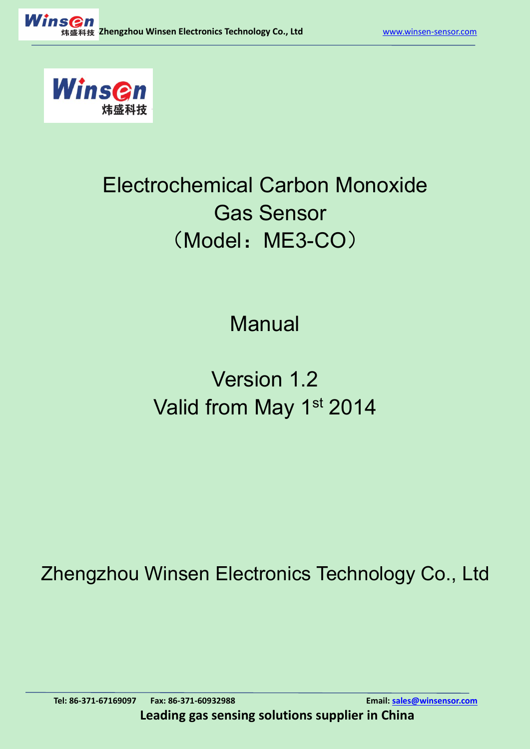# Electrochemical Carbon Monoxide Gas Sensor

# （Model：ME3-CO）

## Manual

Version 1.2

Valid from May 1st 2014

Zhengzhou Winsen Electronics Technology Co., Ltd

Tel: 86-371-67169097 Fax: 86-371-60932988 Email: sales@winsensor.com

**Leading gas sensing solutions supplier in China**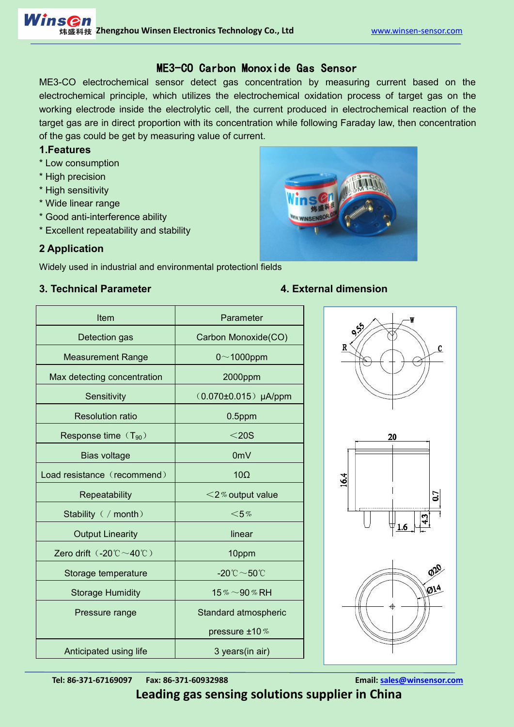# ME3-CO Carbon Monoxide Gas Sensor

ME3-CO electrochemical sensor detect gas concentration by measuring current based on the electrochemical principle, which utilizes the electrochemical oxidation process of target gas on the working electrode inside the electrolytic cell, the current produced in electrochemical reaction of the target gas are in direct proportion with its concentration while following Faraday law, then concentration of the gas could be get by measuring value of current.

## 1.Features

* Low consumption
* High precision
* High sensitivity
* Wide linear range
* Good anti-interference ability
* Excellent repeatability and stability

## 2 Application

Widely used in industrial and environmental protectionl fields

## 3. Technical Parameter

| Item | Parameter |
|---|---|
| Detection gas | Carbon Monoxide(CO) |
| Measurement Range | 0～1000ppm |
| Max detecting concentration | 2000ppm |
| Sensitivity | （0.070±0.015）μA/ppm |
| Resolution ratio | 0.5ppm |
| Response time（$T_{90}$） | ＜20S |
| Bias voltage | 0mV |
| Load resistance（recommend） | 10Ω |
| Repeatability | ＜2％output value |
| Stability（／month） | ＜5％ |
| Output Linearity | linear |
| Zero drift（-20℃～40℃） | 10ppm |
| Storage temperature | -20℃～50℃ |
| Storage Humidity | 15％～90％RH |
| Pressure range | Standard atmospheric pressure ±10％ |
| Anticipated using life | 3 years(in air) |

## 4. External dimension

9.55, W, R, C, 20, 16.4, 0.7, 1.6, 4.3, Ø20, Ø14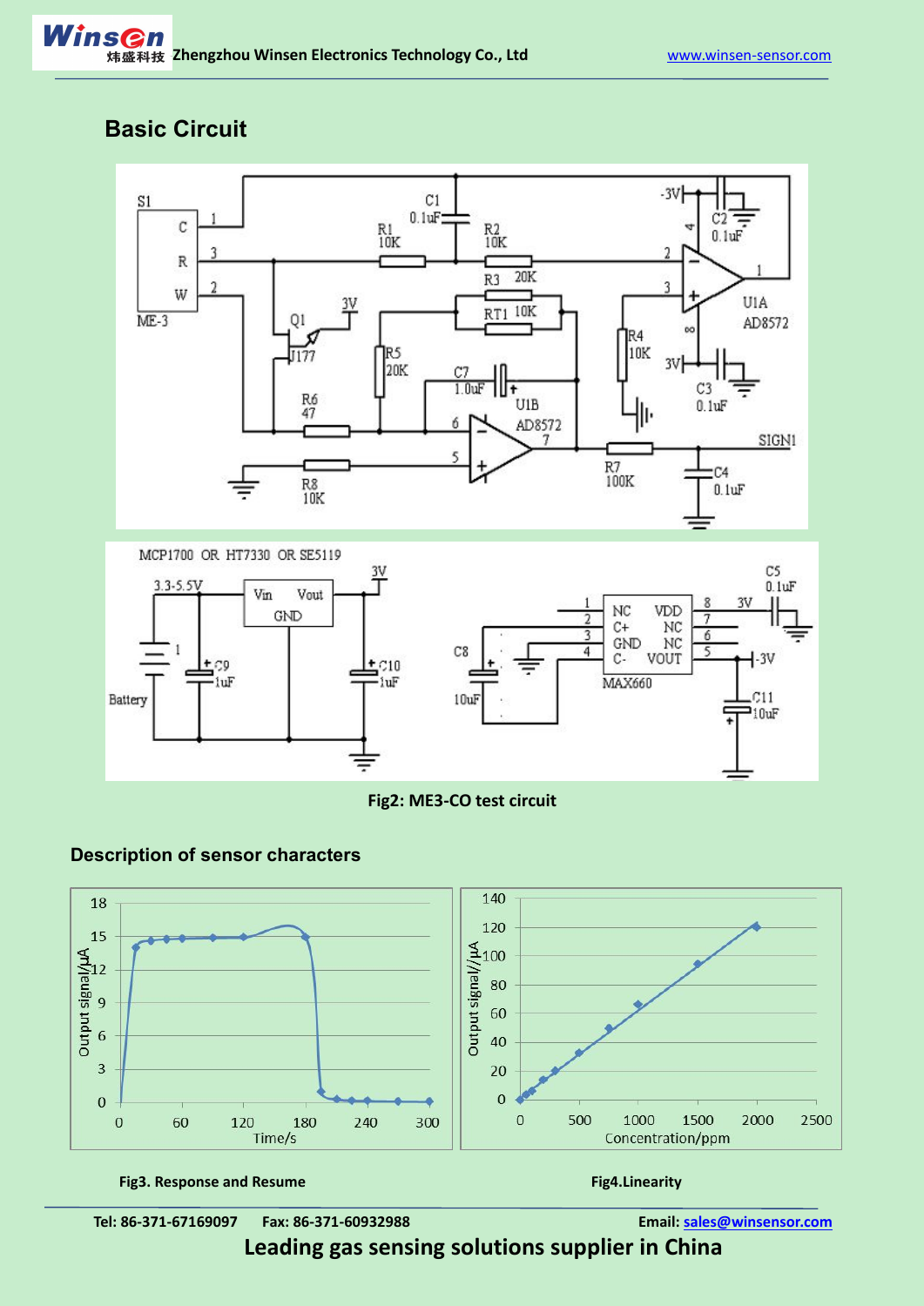## Basic Circuit

Fig2: ME3-CO test circuit

### Description of sensor characters

Fig3. Response and Resume

Fig4.Linearity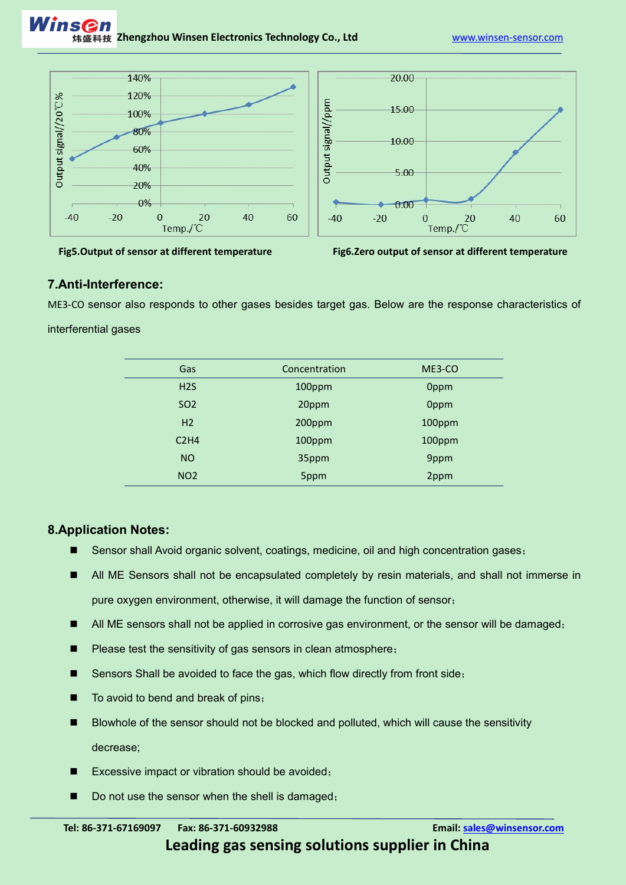Fig5.Output of sensor at different temperature

Fig6.Zero output of sensor at different temperature

## 7.Anti-Interference:

ME3-CO sensor also responds to other gases besides target gas. Below are the response characteristics of interferential gases

| Gas | Concentration | ME3-CO |
|---|---|---|
| H2S | 100ppm | 0ppm |
| SO2 | 20ppm | 0ppm |
| H2 | 200ppm | 100ppm |
| C2H4 | 100ppm | 100ppm |
| NO | 35ppm | 9ppm |
| NO2 | 5ppm | 2ppm |

## 8.Application Notes:

- Sensor shall Avoid organic solvent, coatings, medicine, oil and high concentration gases;
- All ME Sensors shall not be encapsulated completely by resin materials, and shall not immerse in pure oxygen environment, otherwise, it will damage the function of sensor;
- All ME sensors shall not be applied in corrosive gas environment, or the sensor will be damaged;
- Please test the sensitivity of gas sensors in clean atmosphere;
- Sensors Shall be avoided to face the gas, which flow directly from front side;
- To avoid to bend and break of pins;
- Blowhole of the sensor should not be blocked and polluted, which will cause the sensitivity decrease;
- Excessive impact or vibration should be avoided;
- Do not use the sensor when the shell is damaged;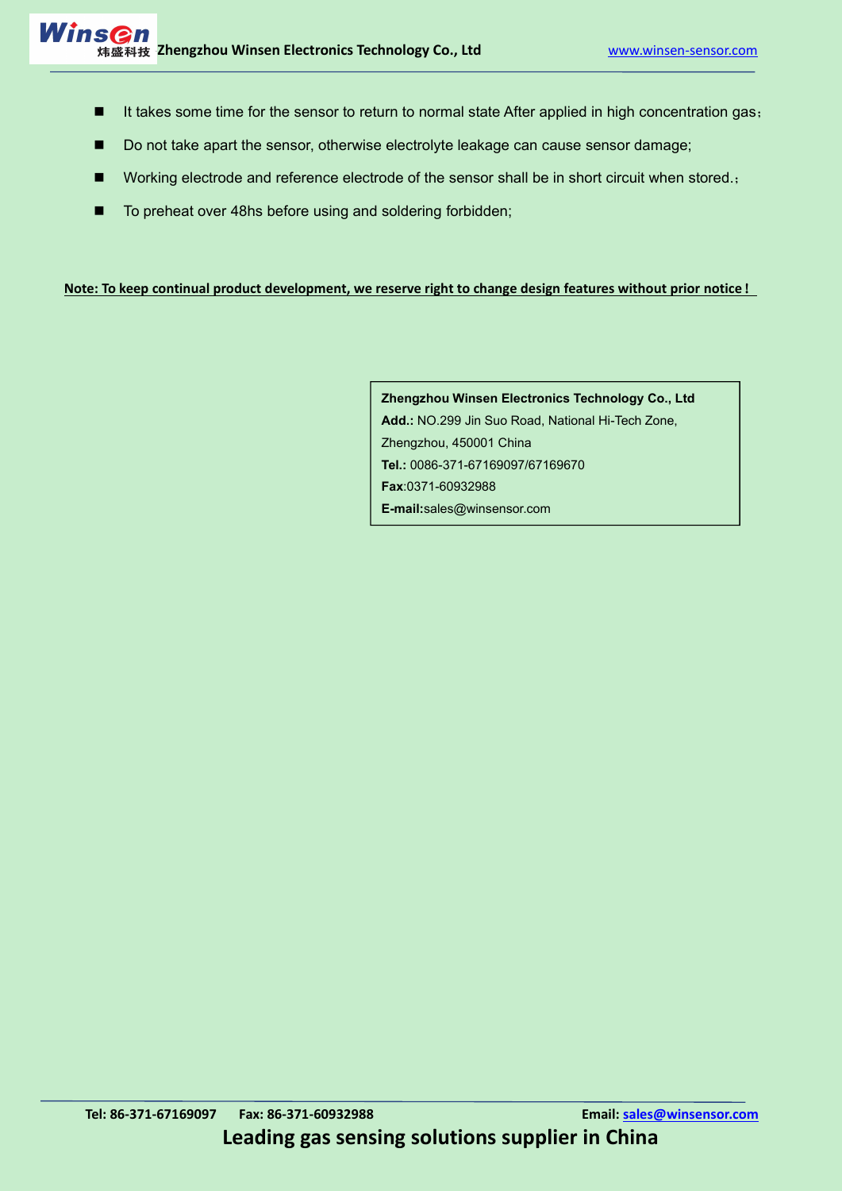- It takes some time for the sensor to return to normal state After applied in high concentration gas；
- Do not take apart the sensor, otherwise electrolyte leakage can cause sensor damage;
- Working electrode and reference electrode of the sensor shall be in short circuit when stored.；
- To preheat over 48hs before using and soldering forbidden;

**Note: To keep continual product development, we reserve right to change design features without prior notice !**

**Zhengzhou Winsen Electronics Technology Co., Ltd**
**Add.:** NO.299 Jin Suo Road, National Hi-Tech Zone, Zhengzhou, 450001 China
**Tel.:** 0086-371-67169097/67169670
**Fax**:0371-60932988
**E-mail:**sales@winsensor.com